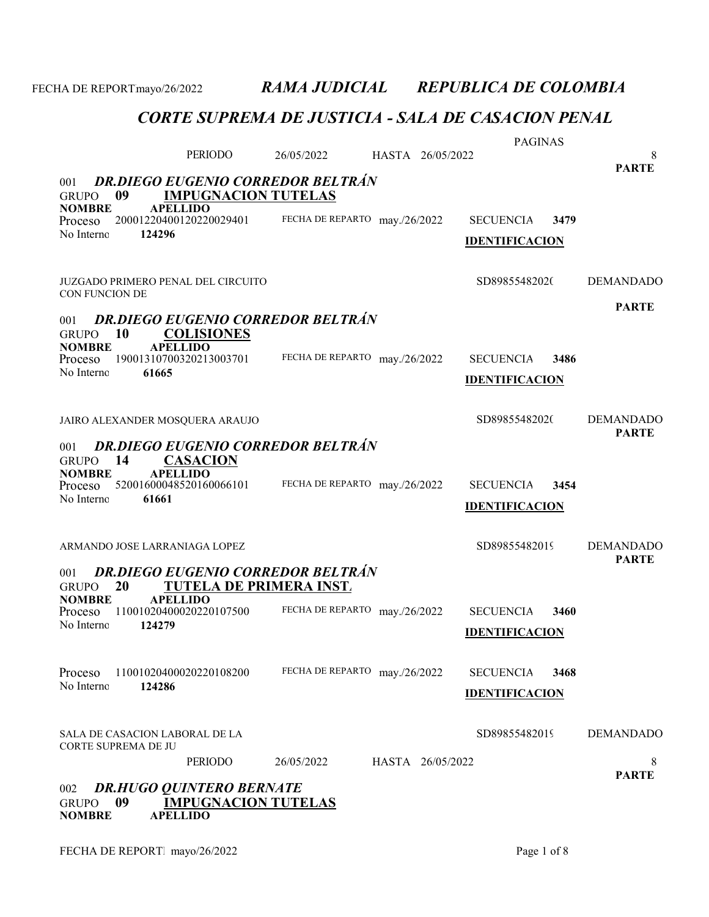*RAMA JUDICIAL REPUBLICA DE COLOMBIA*

## *CORTE SUPREMA DE JUSTICIA - SALA DE CASACION PENAL*

PERIODO 26/05/2022 HASTA 26/05/2022 PAGINAS 8

**PARTE**

001 ***DR.DIEGO EUGENIO CORREDOR BELTRÁN***

GRUPO **09** **IMPUGNACION TUTELAS**

**NOMBRE** **APELLIDO**

Proceso 20001220400120220029401 FECHA DE REPARTO may./26/2022 SECUENCIA **3479**

No Interno **124296** **IDENTIFICACION**

JUZGADO PRIMERO PENAL DEL CIRCUITO CON FUNCION DE SD89855482020 DEMANDADO

**PARTE**

001 ***DR.DIEGO EUGENIO CORREDOR BELTRÁN***

GRUPO **10** **COLISIONES**

**NOMBRE** **APELLIDO**

Proceso 19001310700320213003701 FECHA DE REPARTO may./26/2022 SECUENCIA **3486**

No Interno **61665** **IDENTIFICACION**

JAIRO ALEXANDER MOSQUERA ARAUJO SD89855482020 DEMANDADO

**PARTE**

001 ***DR.DIEGO EUGENIO CORREDOR BELTRÁN***

GRUPO **14** **CASACION**

**NOMBRE** **APELLIDO**

Proceso 52001600048520160066101 FECHA DE REPARTO may./26/2022 SECUENCIA **3454**

No Interno **61661** **IDENTIFICACION**

ARMANDO JOSE LARRANIAGA LOPEZ SD89855482019 DEMANDADO

**PARTE**

001 ***DR.DIEGO EUGENIO CORREDOR BELTRÁN***

GRUPO **20** **TUTELA DE PRIMERA INST.**

**NOMBRE** **APELLIDO**

Proceso 11001020400020220107500 FECHA DE REPARTO may./26/2022 SECUENCIA **3460**

No Interno **124279** **IDENTIFICACION**

Proceso 11001020400020220108200 FECHA DE REPARTO may./26/2022 SECUENCIA **3468**

No Interno **124286** **IDENTIFICACION**

SALA DE CASACION LABORAL DE LA CORTE SUPREMA DE JU SD89855482019 DEMANDADO

PERIODO 26/05/2022 HASTA 26/05/2022 8

**PARTE**

002 ***DR.HUGO QUINTERO BERNATE***

GRUPO **09** **IMPUGNACION TUTELAS**

**NOMBRE** **APELLIDO**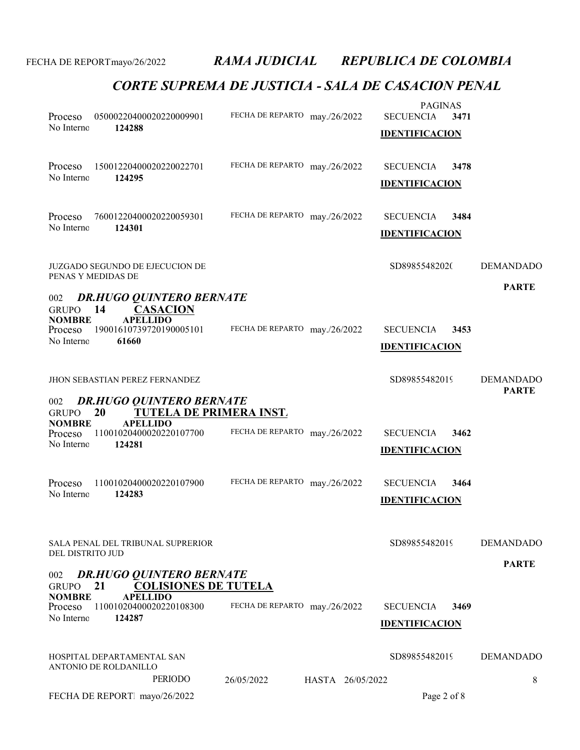PAGINAS

Proceso 05000220400020220009901 FECHA DE REPARTO may./26/2022 SECUENCIA **3471**
No Interno **124288** **IDENTIFICACION**

Proceso 15001220400020220022701 FECHA DE REPARTO may./26/2022 SECUENCIA **3478**
No Interno **124295** **IDENTIFICACION**

Proceso 76001220400020220059301 FECHA DE REPARTO may./26/2022 SECUENCIA **3484**
No Interno **124301** **IDENTIFICACION**

JUZGADO SEGUNDO DE EJECUCION DE PENAS Y MEDIDAS DE SD89855482020 DEMANDADO

**PARTE**

002 ***DR.HUGO QUINTERO BERNATE***
GRUPO **14** **CASACION**
**NOMBRE** **APELLIDO**
Proceso 19001610739720190005101 FECHA DE REPARTO may./26/2022 SECUENCIA **3453**
No Interno **61660** **IDENTIFICACION**

JHON SEBASTIAN PEREZ FERNANDEZ SD89855482019 DEMANDADO
**PARTE**

002 ***DR.HUGO QUINTERO BERNATE***
GRUPO **20** **TUTELA DE PRIMERA INST.**
**NOMBRE** **APELLIDO**
Proceso 11001020400020220107700 FECHA DE REPARTO may./26/2022 SECUENCIA **3462**
No Interno **124281** **IDENTIFICACION**

Proceso 11001020400020220107900 FECHA DE REPARTO may./26/2022 SECUENCIA **3464**
No Interno **124283** **IDENTIFICACION**

SALA PENAL DEL TRIBUNAL SUPRERIOR DEL DISTRITO JUD SD89855482019 DEMANDADO

**PARTE**

002 ***DR.HUGO QUINTERO BERNATE***
GRUPO **21** **COLISIONES DE TUTELA**
**NOMBRE** **APELLIDO**
Proceso 11001020400020220108300 FECHA DE REPARTO may./26/2022 SECUENCIA **3469**
No Interno **124287** **IDENTIFICACION**

HOSPITAL DEPARTAMENTAL SAN ANTONIO DE ROLDANILLO SD89855482019 DEMANDADO

PERIODO 26/05/2022 HASTA 26/05/2022 8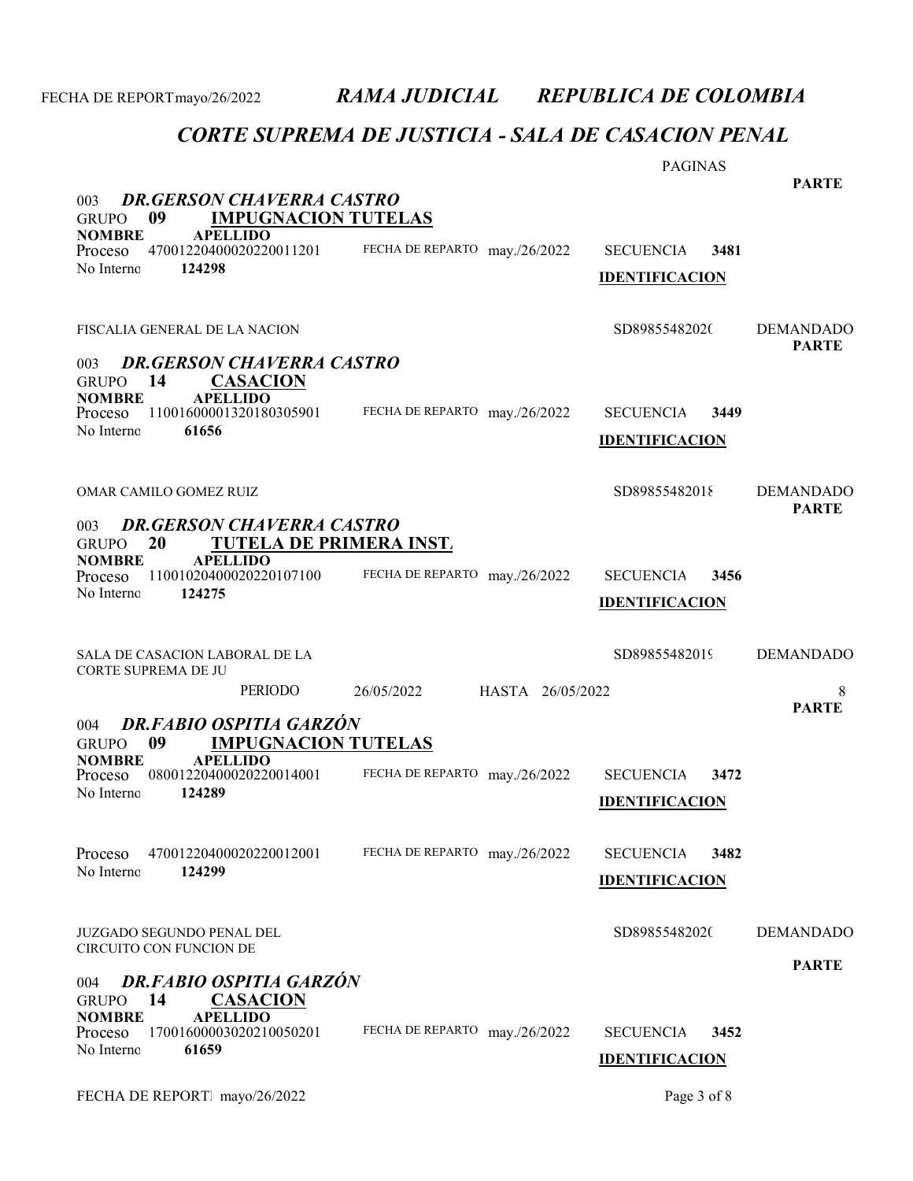# RAMA JUDICIAL REPUBLICA DE COLOMBIA

## CORTE SUPREMA DE JUSTICIA - SALA DE CASACION PENAL

FECHA DE REPORTmayo/26/2022

PAGINAS

**PARTE**

003 ***DR.GERSON CHAVERRA CASTRO***
GRUPO **09** **IMPUGNACION TUTELAS**
**NOMBRE** **APELLIDO**
Proceso 47001220400020220011201 FECHA DE REPARTO may./26/2022 SECUENCIA **3481**
No Interno **124298**
**IDENTIFICACION**

FISCALIA GENERAL DE LA NACION SD8985548202( DEMANDADO

**PARTE**

003 ***DR.GERSON CHAVERRA CASTRO***
GRUPO **14** **CASACION**
**NOMBRE** **APELLIDO**
Proceso 11001600001320180305901 FECHA DE REPARTO may./26/2022 SECUENCIA **3449**
No Interno **61656**
**IDENTIFICACION**

OMAR CAMILO GOMEZ RUIZ SD8985548201{ DEMANDADO

**PARTE**

003 ***DR.GERSON CHAVERRA CASTRO***
GRUPO **20** **TUTELA DE PRIMERA INST.**
**NOMBRE** **APELLIDO**
Proceso 11001020400020220107100 FECHA DE REPARTO may./26/2022 SECUENCIA **3456**
No Interno **124275**
**IDENTIFICACION**

SALA DE CASACION LABORAL DE LA CORTE SUPREMA DE JU SD8985548201( DEMANDADO

PERIODO 26/05/2022 HASTA 26/05/2022 8

**PARTE**

004 ***DR.FABIO OSPITIA GARZÓN***
GRUPO **09** **IMPUGNACION TUTELAS**
**NOMBRE** **APELLIDO**
Proceso 08001220400020220014001 FECHA DE REPARTO may./26/2022 SECUENCIA **3472**
No Interno **124289**
**IDENTIFICACION**

Proceso 47001220400020220012001 FECHA DE REPARTO may./26/2022 SECUENCIA **3482**
No Interno **124299**
**IDENTIFICACION**

JUZGADO SEGUNDO PENAL DEL CIRCUITO CON FUNCION DE SD8985548202( DEMANDADO

**PARTE**

004 ***DR.FABIO OSPITIA GARZÓN***
GRUPO **14** **CASACION**
**NOMBRE** **APELLIDO**
Proceso 17001600003020210050201 FECHA DE REPARTO may./26/2022 SECUENCIA **3452**
No Interno **61659**
**IDENTIFICACION**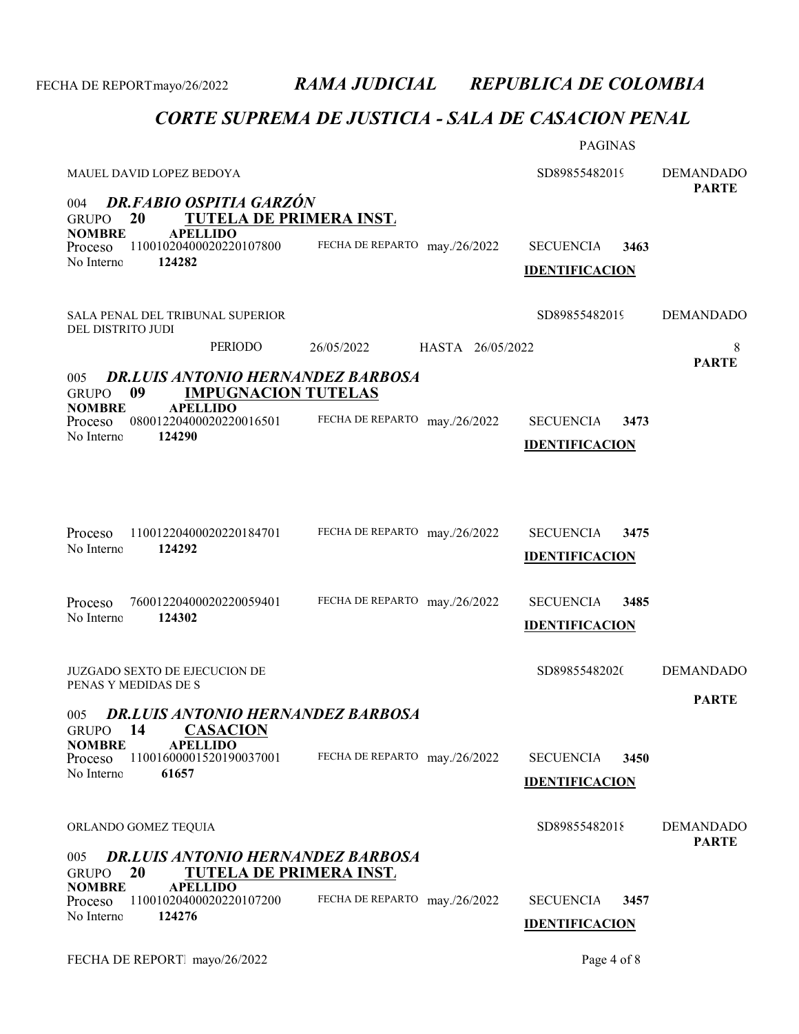## CORTE SUPREMA DE JUSTICIA - SALA DE CASACION PENAL

PAGINAS

MAUEL DAVID LOPEZ BEDOYA | SD89855482019 | DEMANDADO **PARTE**

004 ***DR.FABIO OSPITIA GARZÓN***
GRUPO **20** **TUTELA DE PRIMERA INST.**

**NOMBRE** **APELLIDO**
Proceso 11001020400020220107800 FECHA DE REPARTO may./26/2022 SECUENCIA **3463**
No Interno **124282** **IDENTIFICACION**

SALA PENAL DEL TRIBUNAL SUPERIOR DEL DISTRITO JUDI | SD89855482019 | DEMANDADO

PERIODO 26/05/2022 HASTA 26/05/2022 8

**PARTE**

005 ***DR.LUIS ANTONIO HERNANDEZ BARBOSA***
GRUPO **09** **IMPUGNACION TUTELAS**

**NOMBRE** **APELLIDO**
Proceso 08001220400020220016501 FECHA DE REPARTO may./26/2022 SECUENCIA **3473**
No Interno **124290** **IDENTIFICACION**

Proceso 11001220400020220184701 FECHA DE REPARTO may./26/2022 SECUENCIA **3475**
No Interno **124292** **IDENTIFICACION**

Proceso 76001220400020220059401 FECHA DE REPARTO may./26/2022 SECUENCIA **3485**
No Interno **124302** **IDENTIFICACION**

JUZGADO SEXTO DE EJECUCION DE PENAS Y MEDIDAS DE S | SD89855482020 | DEMANDADO

**PARTE**

005 ***DR.LUIS ANTONIO HERNANDEZ BARBOSA***
GRUPO **14** **CASACION**

**NOMBRE** **APELLIDO**
Proceso 11001600001520190037001 FECHA DE REPARTO may./26/2022 SECUENCIA **3450**
No Interno **61657** **IDENTIFICACION**

ORLANDO GOMEZ TEQUIA | SD89855482018 | DEMANDADO **PARTE**

005 ***DR.LUIS ANTONIO HERNANDEZ BARBOSA***
GRUPO **20** **TUTELA DE PRIMERA INST.**

**NOMBRE** **APELLIDO**
Proceso 11001020400020220107200 FECHA DE REPARTO may./26/2022 SECUENCIA **3457**
No Interno **124276** **IDENTIFICACION**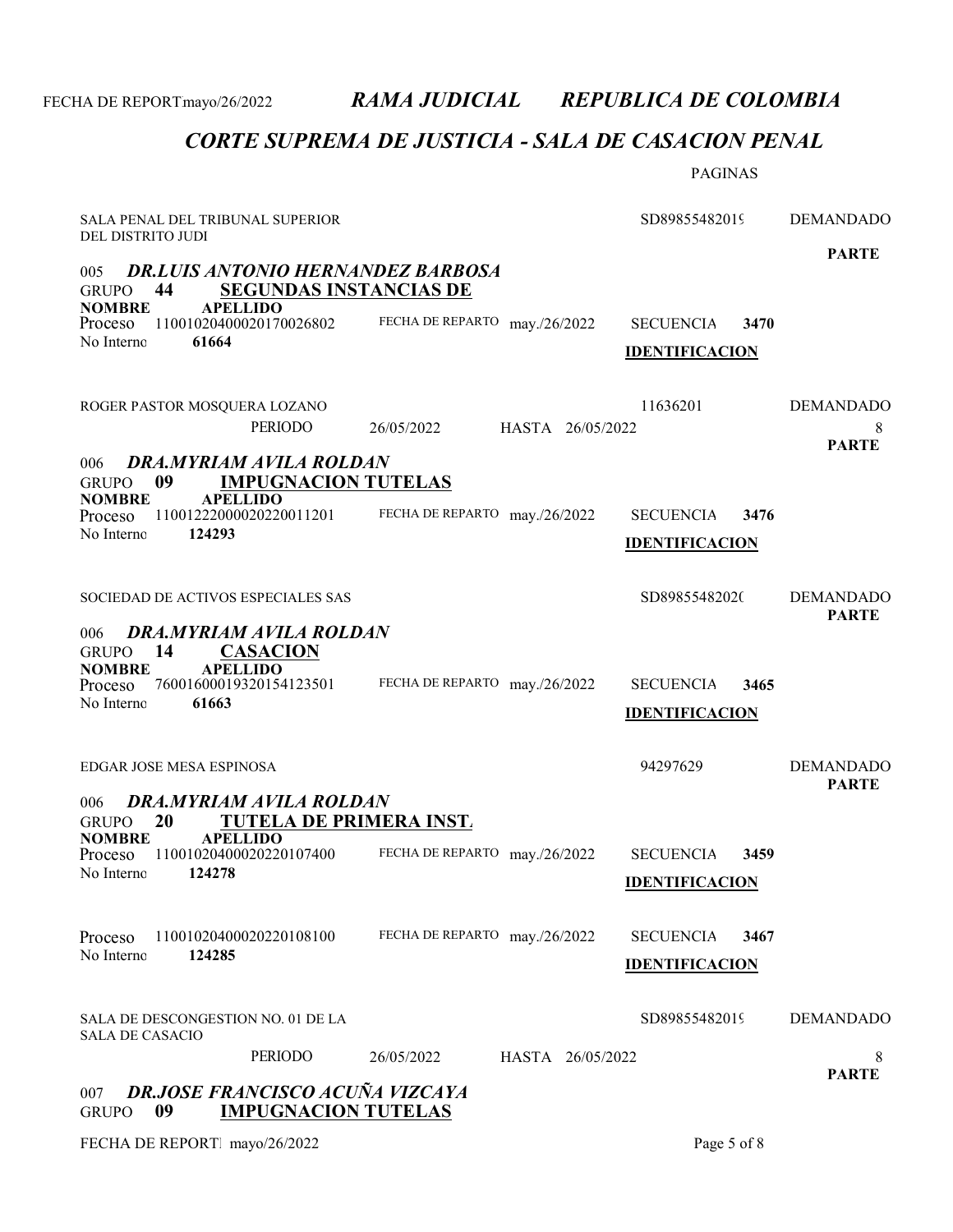## CORTE SUPREMA DE JUSTICIA - SALA DE CASACION PENAL

PAGINAS

SALA PENAL DEL TRIBUNAL SUPERIOR DEL DISTRITO JUDI — SD89855482019 — DEMANDADO

**PARTE**

005 ***DR.LUIS ANTONIO HERNANDEZ BARBOSA***

GRUPO **44** **SEGUNDAS INSTANCIAS DE**

**NOMBRE** **APELLIDO**

Proceso 11001020400020170026802 — FECHA DE REPARTO may./26/2022 — SECUENCIA **3470**

No Interno **61664** — **IDENTIFICACION**

ROGER PASTOR MOSQUERA LOZANO — 11636201 — DEMANDADO

PERIODO 26/05/2022 HASTA 26/05/2022 — 8

**PARTE**

006 ***DRA.MYRIAM AVILA ROLDAN***

GRUPO **09** **IMPUGNACION TUTELAS**

**NOMBRE** **APELLIDO**

Proceso 11001222000020220011201 — FECHA DE REPARTO may./26/2022 — SECUENCIA **3476**

No Interno **124293** — **IDENTIFICACION**

SOCIEDAD DE ACTIVOS ESPECIALES SAS — SD89855482020 — DEMANDADO

**PARTE**

006 ***DRA.MYRIAM AVILA ROLDAN***

GRUPO **14** **CASACION**

**NOMBRE** **APELLIDO**

Proceso 76001600019320154123501 — FECHA DE REPARTO may./26/2022 — SECUENCIA **3465**

No Interno **61663** — **IDENTIFICACION**

EDGAR JOSE MESA ESPINOSA — 94297629 — DEMANDADO

**PARTE**

006 ***DRA.MYRIAM AVILA ROLDAN***

GRUPO **20** **TUTELA DE PRIMERA INST.**

**NOMBRE** **APELLIDO**

Proceso 11001020400020220107400 — FECHA DE REPARTO may./26/2022 — SECUENCIA **3459**

No Interno **124278** — **IDENTIFICACION**

Proceso 11001020400020220108100 — FECHA DE REPARTO may./26/2022 — SECUENCIA **3467**

No Interno **124285** — **IDENTIFICACION**

SALA DE DESCONGESTION NO. 01 DE LA SALA DE CASACIO — SD89855482019 — DEMANDADO

PERIODO 26/05/2022 HASTA 26/05/2022 — 8

**PARTE**

007 ***DR.JOSE FRANCISCO ACUÑA VIZCAYA***

GRUPO **09** **IMPUGNACION TUTELAS**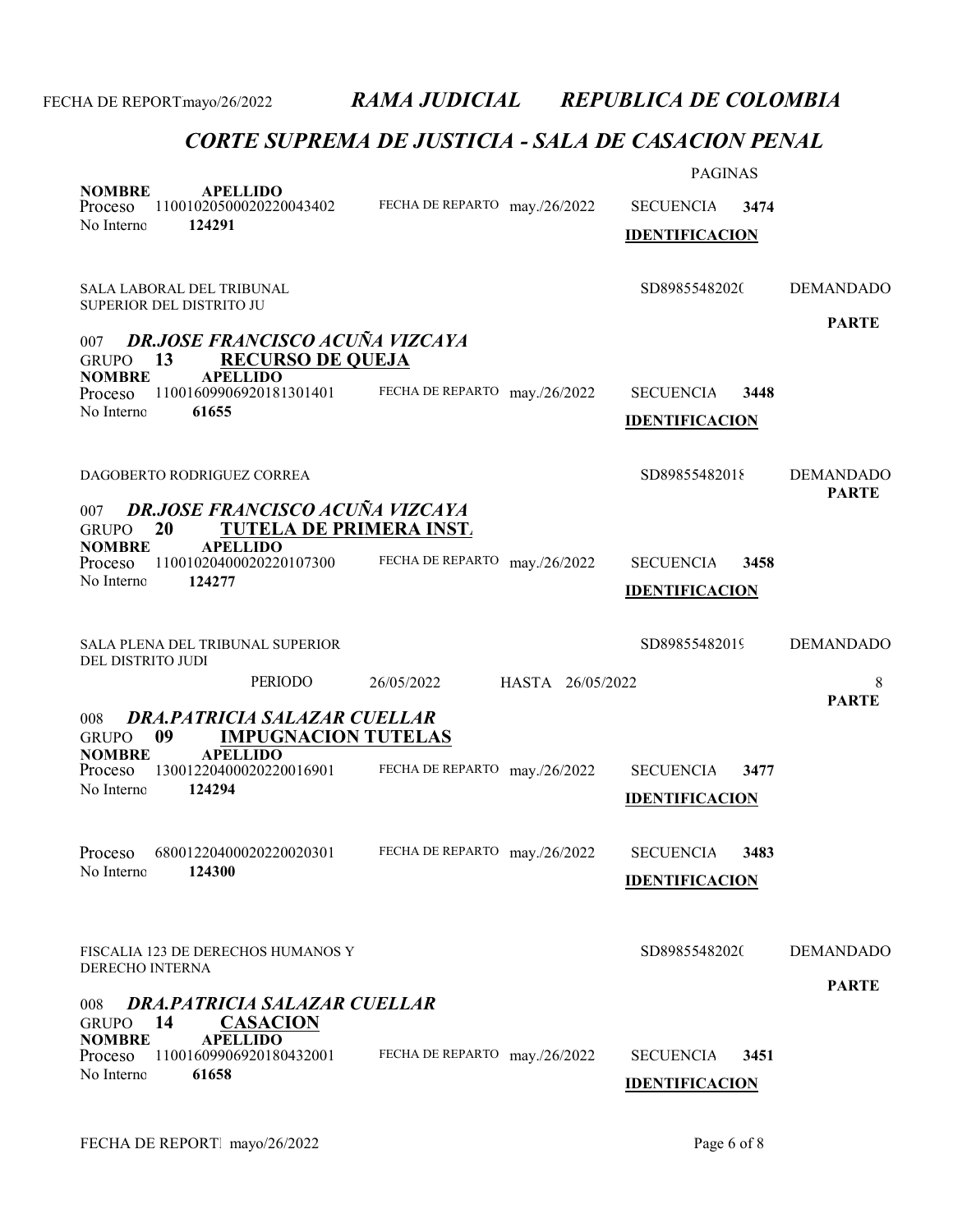FECHA DE REPORT mayo/26/2022 *RAMA JUDICIAL* *REPUBLICA DE COLOMBIA*

## *CORTE SUPREMA DE JUSTICIA - SALA DE CASACION PENAL*

PAGINAS

**NOMBRE** **APELLIDO**
Proceso 11001020500020220043402 FECHA DE REPARTO may./26/2022 SECUENCIA **3474**
No Interno **124291** **IDENTIFICACION**

SALA LABORAL DEL TRIBUNAL SUPERIOR DEL DISTRITO JU — SD89855482020 — DEMANDADO

**PARTE**

007 ***DR.JOSE FRANCISCO ACUÑA VIZCAYA***
GRUPO **13** **RECURSO DE QUEJA**
**NOMBRE** **APELLIDO**
Proceso 11001609906920181301401 FECHA DE REPARTO may./26/2022 SECUENCIA **3448**
No Interno **61655** **IDENTIFICACION**

DAGOBERTO RODRIGUEZ CORREA — SD89855482018 — DEMANDADO

**PARTE**

007 ***DR.JOSE FRANCISCO ACUÑA VIZCAYA***
GRUPO **20** **TUTELA DE PRIMERA INST.**
**NOMBRE** **APELLIDO**
Proceso 11001020400020220107300 FECHA DE REPARTO may./26/2022 SECUENCIA **3458**
No Interno **124277** **IDENTIFICACION**

SALA PLENA DEL TRIBUNAL SUPERIOR DEL DISTRITO JUDI — SD89855482019 — DEMANDADO

PERIODO 26/05/2022 HASTA 26/05/2022 8

**PARTE**

008 ***DRA.PATRICIA SALAZAR CUELLAR***
GRUPO **09** **IMPUGNACION TUTELAS**
**NOMBRE** **APELLIDO**
Proceso 13001220400020220016901 FECHA DE REPARTO may./26/2022 SECUENCIA **3477**
No Interno **124294** **IDENTIFICACION**

Proceso 68001220400020220020301 FECHA DE REPARTO may./26/2022 SECUENCIA **3483**
No Interno **124300** **IDENTIFICACION**

FISCALIA 123 DE DERECHOS HUMANOS Y DERECHO INTERNA — SD89855482020 — DEMANDADO

**PARTE**

008 ***DRA.PATRICIA SALAZAR CUELLAR***
GRUPO **14** **CASACION**
**NOMBRE** **APELLIDO**
Proceso 11001609906920180432001 FECHA DE REPARTO may./26/2022 SECUENCIA **3451**
No Interno **61658** **IDENTIFICACION**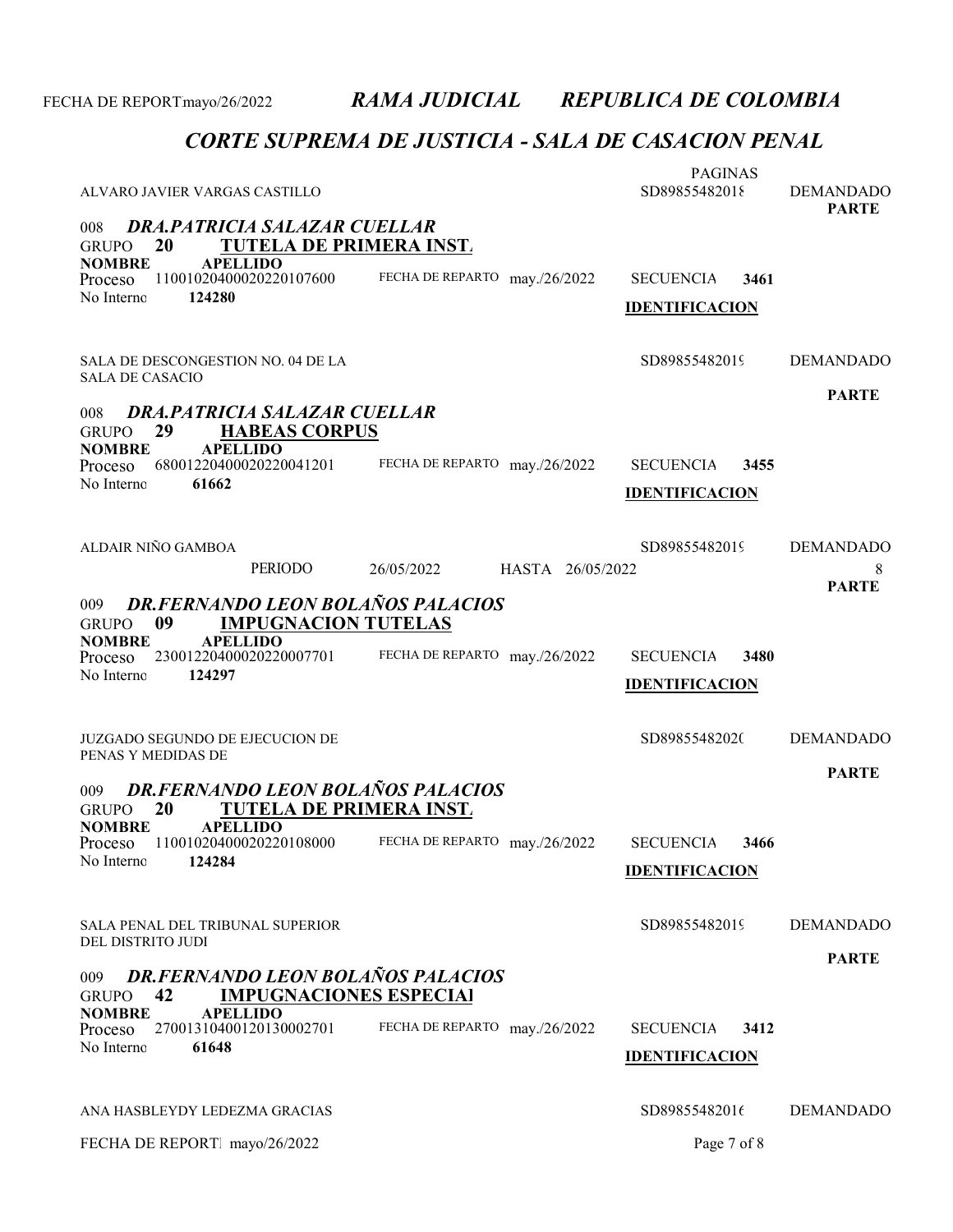# RAMA JUDICIAL REPUBLICA DE COLOMBIA

## CORTE SUPREMA DE JUSTICIA - SALA DE CASACION PENAL

PAGINAS

ALVARO JAVIER VARGAS CASTILLO — SD89855482018 — DEMANDADO

PARTE

008 ***DRA.PATRICIA SALAZAR CUELLAR***

GRUPO **20** **TUTELA DE PRIMERA INST.**

**NOMBRE** **APELLIDO**

Proceso 11001020400020220107600 — FECHA DE REPARTO may./26/2022 — SECUENCIA **3461**

No Interno **124280** — **IDENTIFICACION**

SALA DE DESCONGESTION NO. 04 DE LA SALA DE CASACIO — SD89855482019 — DEMANDADO

PARTE

008 ***DRA.PATRICIA SALAZAR CUELLAR***

GRUPO **29** **HABEAS CORPUS**

**NOMBRE** **APELLIDO**

Proceso 68001220400020220041201 — FECHA DE REPARTO may./26/2022 — SECUENCIA **3455**

No Interno **61662** — **IDENTIFICACION**

ALDAIR NIÑO GAMBOA — SD89855482019 — DEMANDADO

PERIODO 26/05/2022 HASTA 26/05/2022 — 8

PARTE

009 ***DR.FERNANDO LEON BOLAÑOS PALACIOS***

GRUPO **09** **IMPUGNACION TUTELAS**

**NOMBRE** **APELLIDO**

Proceso 23001220400020220007701 — FECHA DE REPARTO may./26/2022 — SECUENCIA **3480**

No Interno **124297** — **IDENTIFICACION**

JUZGADO SEGUNDO DE EJECUCION DE PENAS Y MEDIDAS DE — SD89855482020 — DEMANDADO

PARTE

009 ***DR.FERNANDO LEON BOLAÑOS PALACIOS***

GRUPO **20** **TUTELA DE PRIMERA INST.**

**NOMBRE** **APELLIDO**

Proceso 11001020400020220108000 — FECHA DE REPARTO may./26/2022 — SECUENCIA **3466**

No Interno **124284** — **IDENTIFICACION**

SALA PENAL DEL TRIBUNAL SUPERIOR DEL DISTRITO JUDI — SD89855482019 — DEMANDADO

PARTE

009 ***DR.FERNANDO LEON BOLAÑOS PALACIOS***

GRUPO **42** **IMPUGNACIONES ESPECIAL**

**NOMBRE** **APELLIDO**

Proceso 27001310400120130002701 — FECHA DE REPARTO may./26/2022 — SECUENCIA **3412**

No Interno **61648** — **IDENTIFICACION**

ANA HASBLEYDY LEDEZMA GRACIAS — SD89855482016 — DEMANDADO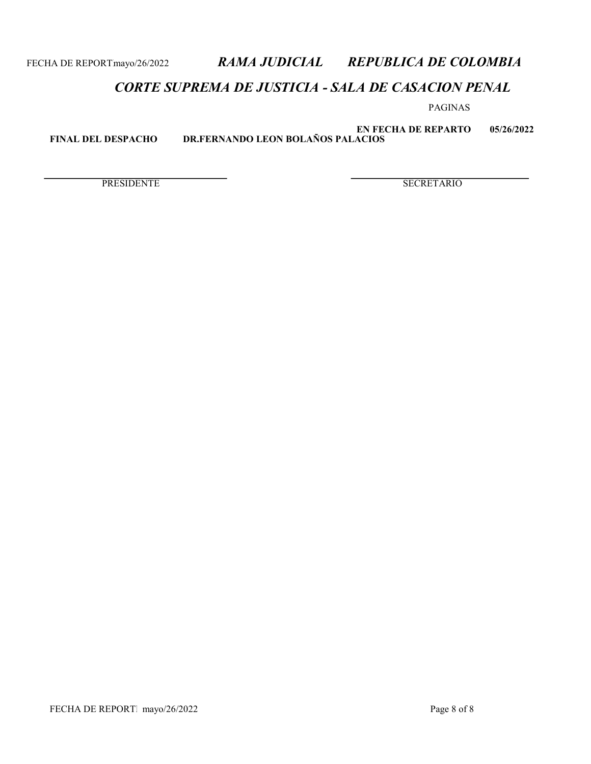*RAMA JUDICIAL REPUBLICA DE COLOMBIA*

*CORTE SUPREMA DE JUSTICIA - SALA DE CASACION PENAL*

PAGINAS

**EN FECHA DE REPARTO 05/26/2022**

**FINAL DEL DESPACHO DR.FERNANDO LEON BOLAÑOS PALACIOS**

PRESIDENTE SECRETARIO